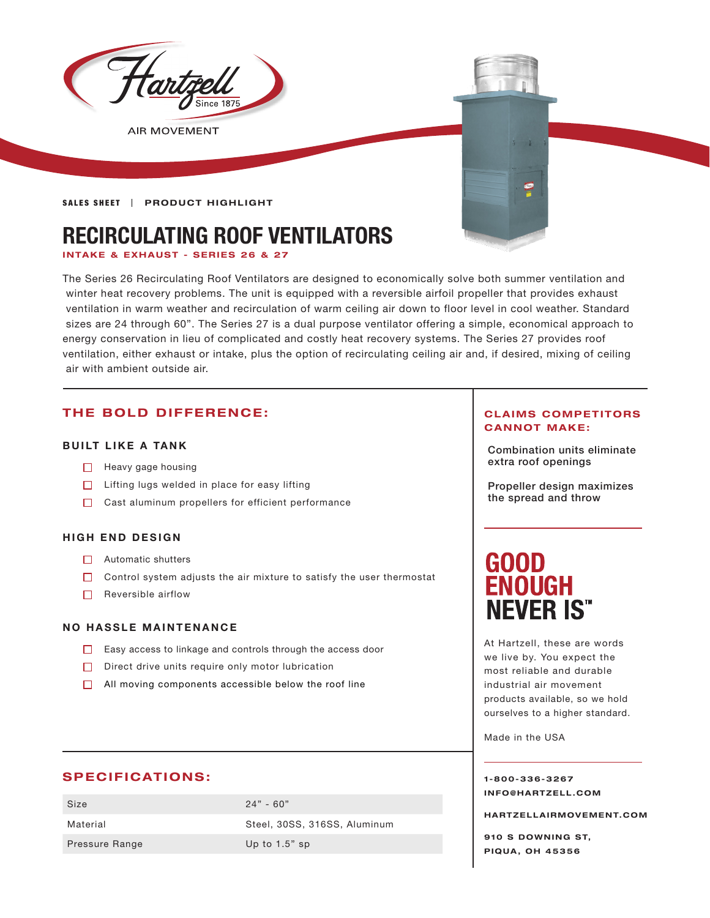Hartzell Since 1875

AIR MOVEMENT

**SALES SHEET | PRODUCT HIGHLIGHT**

# RECIRCULATING ROOF VENTILATORS

**INTAKE & EXHAUST - SERIES 26 & 27**

The Series 26 Recirculating Roof Ventilators are designed to economically solve both summer ventilation and winter heat recovery problems. The unit is equipped with a reversible airfoil propeller that provides exhaust ventilation in warm weather and recirculation of warm ceiling air down to floor level in cool weather. Standard sizes are 24 through 60". The Series 27 is a dual purpose ventilator offering a simple, economical approach to energy conservation in lieu of complicated and costly heat recovery systems. The Series 27 provides roof ventilation, either exhaust or intake, plus the option of recirculating ceiling air and, if desired, mixing of ceiling air with ambient outside air.

## THE BOLD DIFFERENCE:

### BUILT LIKE A TANK

- Heavy gage housing
- Lifting lugs welded in place for easy lifting
- Cast aluminum propellers for efficient performance

### HIGH END DESIGN

- Automatic shutters
- Control system adjusts the air mixture to satisfy the user thermostat
- Reversible airflow

### NO HASSLE MAINTENANCE

- Easy access to linkage and controls through the access door
- Direct drive units require only motor lubrication
- All moving components accessible below the roof line

## SPECIFICATIONS:

| Size | 24" - 60" |
|---|---|
| Material | Steel, 30SS, 316SS, Aluminum |
| Pressure Range | Up to 1.5" sp |

## CLAIMS COMPETITORS CANNOT MAKE:

Combination units eliminate extra roof openings

Propeller design maximizes the spread and throw

## GOOD ENOUGH NEVER IS™

At Hartzell, these are words we live by. You expect the most reliable and durable industrial air movement products available, so we hold ourselves to a higher standard.

Made in the USA

**1-800-336-3267**
**INFO@HARTZELL.COM**

**HARTZELLAIRMOVEMENT.COM**

**910 S DOWNING ST,**
**PIQUA, OH 45356**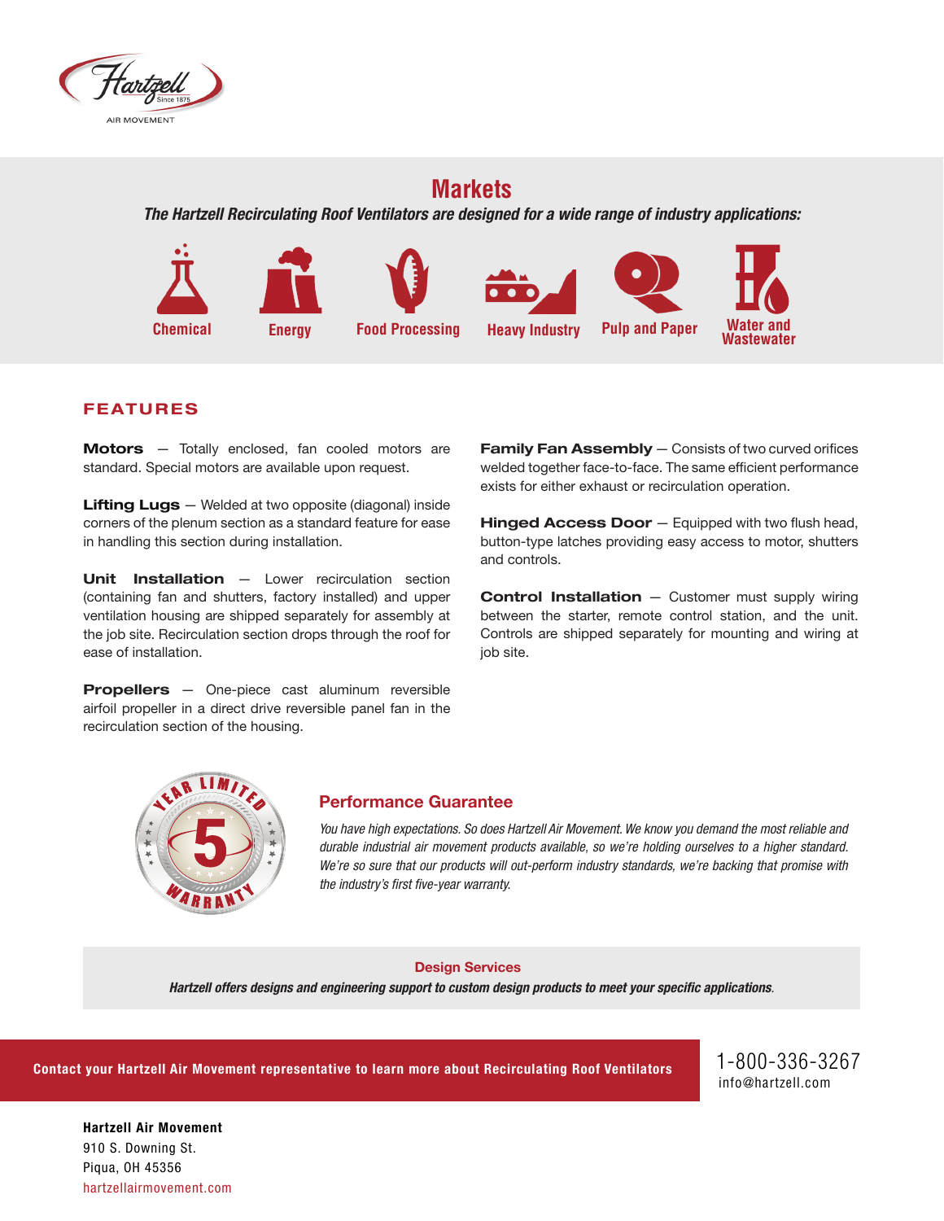Hartzell Since 1875 AIR MOVEMENT

## Markets

***The Hartzell Recirculating Roof Ventilators are designed for a wide range of industry applications:***

Chemical

Energy

Food Processing

Heavy Industry

Pulp and Paper

Water and Wastewater

## FEATURES

**Motors** — Totally enclosed, fan cooled motors are standard. Special motors are available upon request.

**Lifting Lugs** — Welded at two opposite (diagonal) inside corners of the plenum section as a standard feature for ease in handling this section during installation.

**Unit Installation** — Lower recirculation section (containing fan and shutters, factory installed) and upper ventilation housing are shipped separately for assembly at the job site. Recirculation section drops through the roof for ease of installation.

**Propellers** — One-piece cast aluminum reversible airfoil propeller in a direct drive reversible panel fan in the recirculation section of the housing.

**Family Fan Assembly** — Consists of two curved orifices welded together face-to-face. The same efficient performance exists for either exhaust or recirculation operation.

**Hinged Access Door** — Equipped with two flush head, button-type latches providing easy access to motor, shutters and controls.

**Control Installation** — Customer must supply wiring between the starter, remote control station, and the unit. Controls are shipped separately for mounting and wiring at job site.

YEAR LIMITED 5 WARRANTY

### Performance Guarantee

*You have high expectations. So does Hartzell Air Movement. We know you demand the most reliable and durable industrial air movement products available, so we're holding ourselves to a higher standard. We're so sure that our products will out-perform industry standards, we're backing that promise with the industry's first five-year warranty.*

### Design Services

***Hartzell offers designs and engineering support to custom design products to meet your specific applications.***

**Contact your Hartzell Air Movement representative to learn more about Recirculating Roof Ventilators**

1-800-336-3267
info@hartzell.com

**Hartzell Air Movement**
910 S. Downing St.
Piqua, OH 45356
hartzellairmovement.com